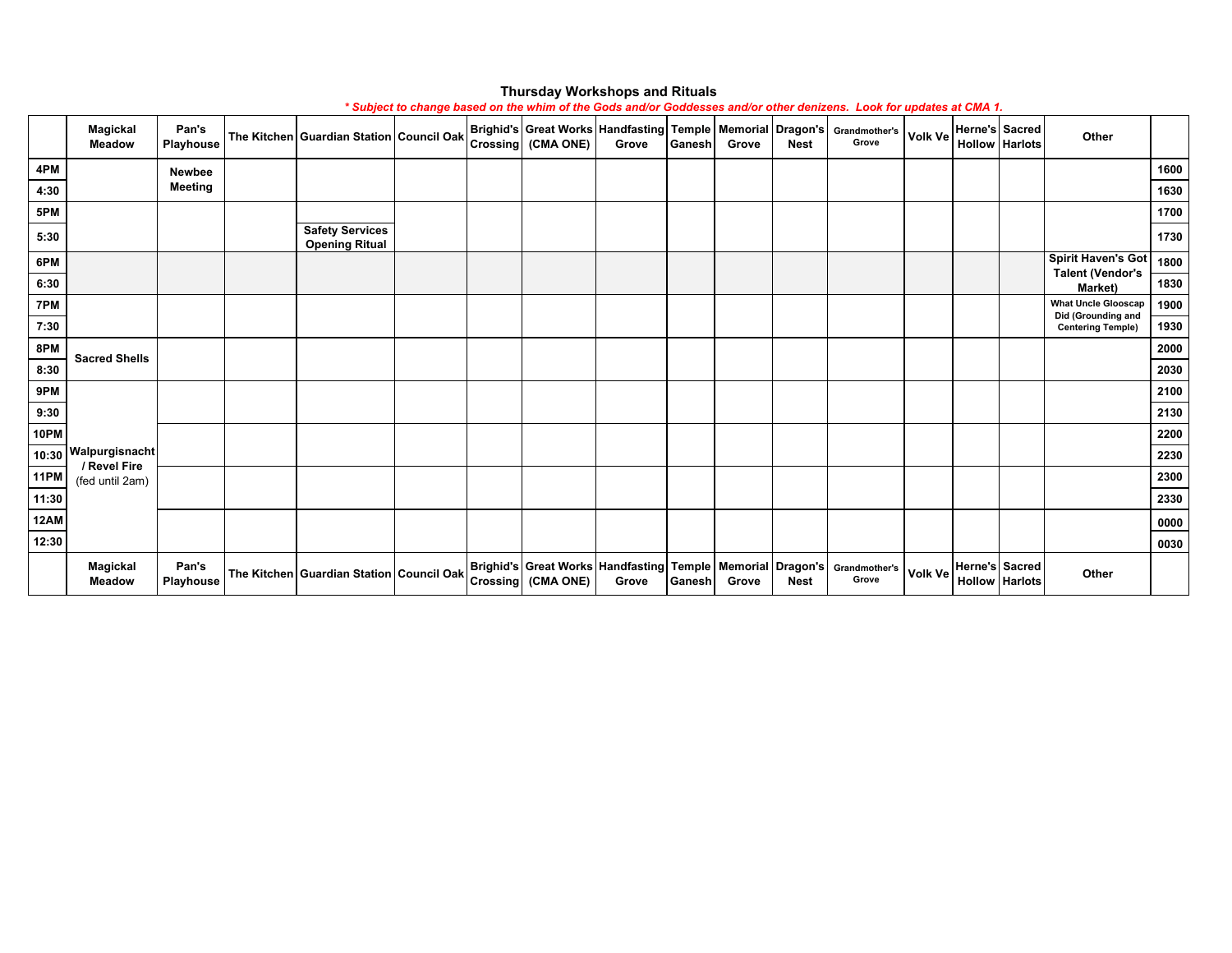## Thursday Workshops and Rituals

*** Subject to change based on the whim of the Gods and/or Goddesses and/or other denizens. Look for updates at CMA 1.***

| | Magickal Meadow | Pan's Playhouse | The Kitchen | Guardian Station | Council Oak | Brighid's Crossing | Great Works (CMA ONE) | Handfasting Grove | Temple Ganesh | Memorial Grove | Dragon's Nest | Grandmother's Grove | Volk Ve | Herne's Hollow | Sacred Harlots | Other | |
|---|---|---|---|---|---|---|---|---|---|---|---|---|---|---|---|---|---|
| 4PM | | Newbee Meeting | | | | | | | | | | | | | | | 1600 |
| 4:30 | | | | | | | | | | | | | | | | | 1630 |
| 5PM | | | | | | | | | | | | | | | | | 1700 |
| 5:30 | | | | Safety Services Opening Ritual | | | | | | | | | | | | | 1730 |
| 6PM | | | | | | | | | | | | | | | | Spirit Haven's Got Talent (Vendor's Market) | 1800 |
| 6:30 | | | | | | | | | | | | | | | | | 1830 |
| 7PM | | | | | | | | | | | | | | | | What Uncle Glooscap Did (Grounding and Centering Temple) | 1900 |
| 7:30 | | | | | | | | | | | | | | | | | 1930 |
| 8PM | Sacred Shells | | | | | | | | | | | | | | | | 2000 |
| 8:30 | | | | | | | | | | | | | | | | | 2030 |
| 9PM | Walpurgisnacht / Revel Fire (fed until 2am) | | | | | | | | | | | | | | | | 2100 |
| 9:30 | | | | | | | | | | | | | | | | | 2130 |
| 10PM | | | | | | | | | | | | | | | | | 2200 |
| 10:30 | | | | | | | | | | | | | | | | | 2230 |
| 11PM | | | | | | | | | | | | | | | | | 2300 |
| 11:30 | | | | | | | | | | | | | | | | | 2330 |
| 12AM | | | | | | | | | | | | | | | | | 0000 |
| 12:30 | | | | | | | | | | | | | | | | | 0030 |
| | Magickal Meadow | Pan's Playhouse | The Kitchen | Guardian Station | Council Oak | Brighid's Crossing | Great Works (CMA ONE) | Handfasting Grove | Temple Ganesh | Memorial Grove | Dragon's Nest | Grandmother's Grove | Volk Ve | Herne's Hollow | Sacred Harlots | Other | |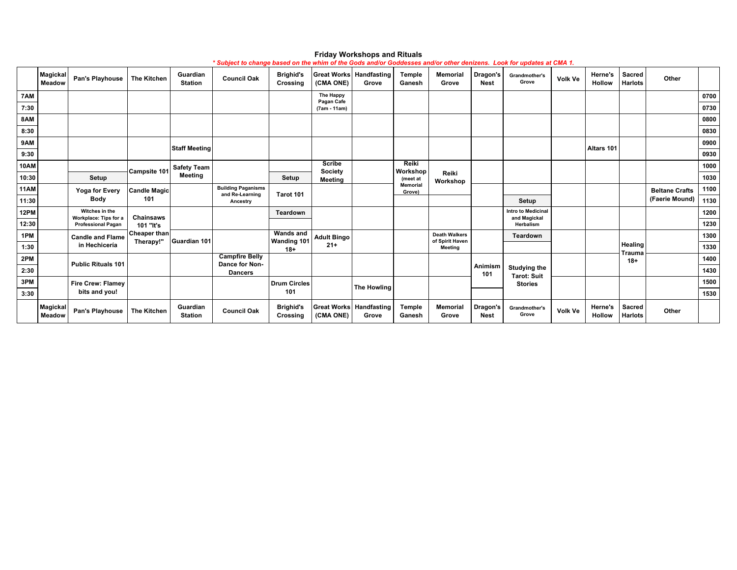## Friday Workshops and Rituals

*\* Subject to change based on the whim of the Gods and/or Goddesses and/or other denizens. Look for updates at CMA 1.*

| | Magickal Meadow | Pan's Playhouse | The Kitchen | Guardian Station | Council Oak | Brighid's Crossing | Great Works (CMA ONE) | Handfasting Grove | Temple Ganesh | Memorial Grove | Dragon's Nest | Grandmother's Grove | Volk Ve | Herne's Hollow | Sacred Harlots | Other | |
|---|---|---|---|---|---|---|---|---|---|---|---|---|---|---|---|---|---|
| 7AM | | | | | | | The Happy Pagan Cafe (7am - 11am) | | | | | | | | | | 0700 |
| 7:30 | | | | | | | | | | | | | | | | | 0730 |
| 8AM | | | | | | | | | | | | | | | | | 0800 |
| 8:30 | | | | | | | | | | | | | | | | | 0830 |
| 9AM | | | | Staff Meeting | | | | | | | | | | Altars 101 | | | 0900 |
| 9:30 | | | | | | | | | | | | | | | | | 0930 |
| 10AM | | | Campsite 101 | Safety Team Meeting | | | Scribe Society Meeting | | Reiki Workshop (meet at Memorial Grove) | Reiki Workshop | | | | | | | 1000 |
| 10:30 | | Setup | | | | Setup | | | | | | | | | | | 1030 |
| 11AM | | Yoga for Every Body | Candle Magic 101 | | Building Paganisms and Re-Learning Ancestry | Tarot 101 | | | | | | | | | | Beltane Crafts (Faerie Mound) | 1100 |
| 11:30 | | | | | | | | | | | | Setup | | | | | 1130 |
| 12PM | | Witches in the Workplace: Tips for a Professional Pagan | Chainsaws 101 "It's Cheaper than Therapy!" | | | Teardown | | | | | | Intro to Medicinal and Magickal Herbalism | | | | | 1200 |
| 12:30 | | | | | | | | | | | | | | | | | 1230 |
| 1PM | | Candle and Flame in Hechicería | | Guardian 101 | | Wands and Wanding 101 18+ | Adult Bingo 21+ | | | Death Walkers of Spirit Haven Meeting | | Teardown | | | Healing Trauma 18+ | | 1300 |
| 1:30 | | | | | | | | | | | | | | | | | 1330 |
| 2PM | | Public Rituals 101 | | | Campfire Belly Dance for Non-Dancers | | | | | | Animism 101 | Studying the Tarot: Suit Stories | | | | | 1400 |
| 2:30 | | | | | | | | | | | | | | | | | 1430 |
| 3PM | | Fire Crew: Flamey bits and you! | | | | Drum Circles 101 | | The Howling | | | | | | | | | 1500 |
| 3:30 | | | | | | | | | | | | | | | | | 1530 |
| | Magickal Meadow | Pan's Playhouse | The Kitchen | Guardian Station | Council Oak | Brighid's Crossing | Great Works (CMA ONE) | Handfasting Grove | Temple Ganesh | Memorial Grove | Dragon's Nest | Grandmother's Grove | Volk Ve | Herne's Hollow | Sacred Harlots | Other | |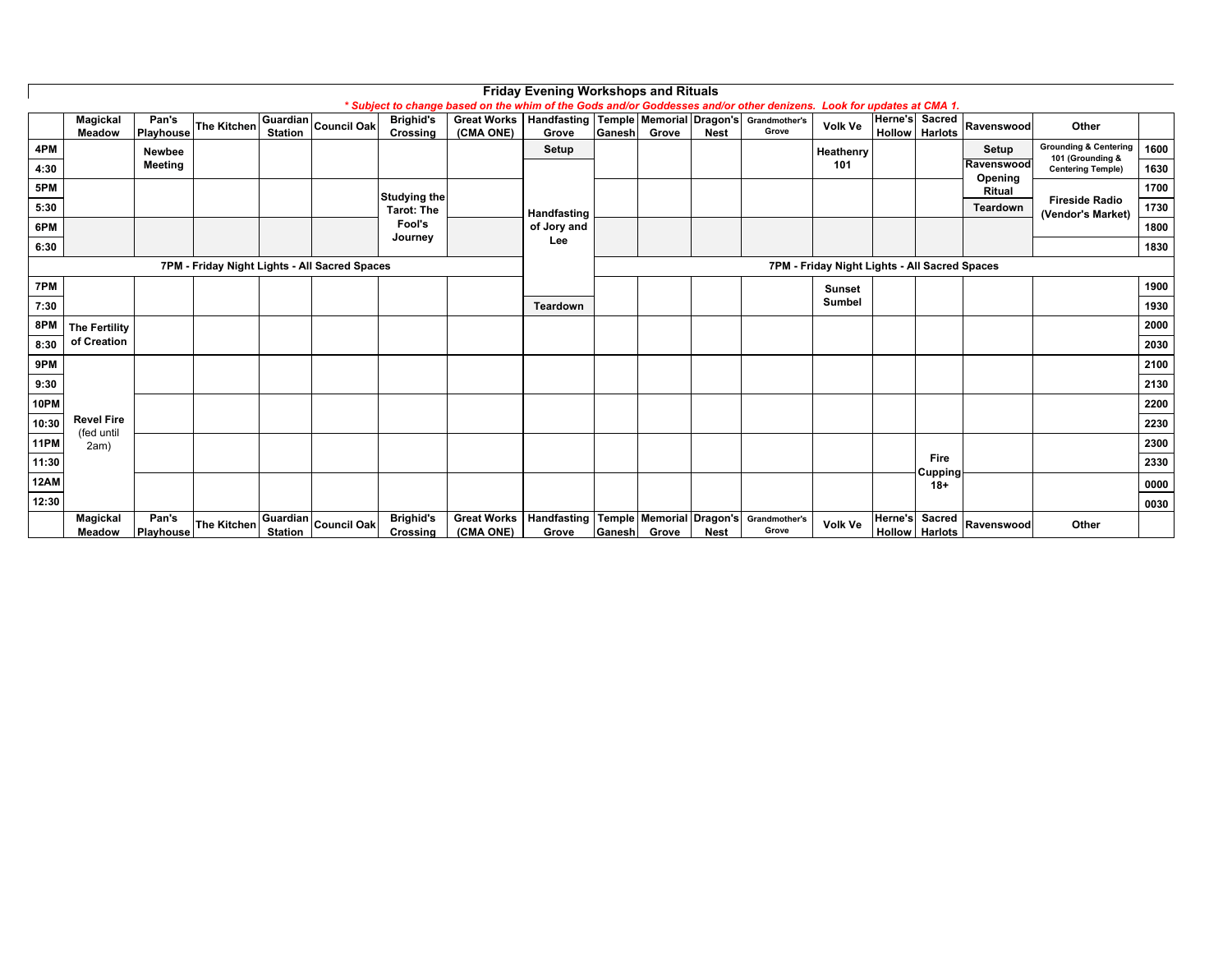# Friday Evening Workshops and Rituals

*\* Subject to change based on the whim of the Gods and/or Goddesses and/or other denizens. Look for updates at CMA 1.*

| | Magickal Meadow | Pan's Playhouse | The Kitchen | Guardian Station | Council Oak | Brighid's Crossing | Great Works (CMA ONE) | Handfasting Grove | Temple Ganesh | Memorial Grove | Dragon's Nest | Grandmother's Grove | Volk Ve | Herne's Hollow | Sacred Harlots | Ravenswood | Other | |
|---|---|---|---|---|---|---|---|---|---|---|---|---|---|---|---|---|---|---|
| 4PM | | Newbee Meeting | | | | | | Setup | | | | | Heathenry 101 | | | Setup | Grounding & Centering 101 (Grounding & Centering Temple) | 1600 |
| 4:30 | | | | | | | | Handfasting of Jory and Lee | | | | | | | | Ravenswood Opening Ritual | | 1630 |
| 5PM | | | | | | Studying the Tarot: The Fool's Journey | | | | | | | | | | | Fireside Radio (Vendor's Market) | 1700 |
| 5:30 | | | | | | | | | | | | | | | | Teardown | | 1730 |
| 6PM | | | | | | | | | | | | | | | | | | 1800 |
| 6:30 | | | | | | | | | | | | | | | | | | 1830 |
| 7PM - Friday Night Lights - All Sacred Spaces | | | | | | | | | 7PM - Friday Night Lights - All Sacred Spaces | | | | | | | | | |
| 7PM | | | | | | | | | | | | | Sunset Sumbel | | | | | 1900 |
| 7:30 | | | | | | | | Teardown | | | | | | | | | | 1930 |
| 8PM | The Fertility of Creation | | | | | | | | | | | | | | | | | 2000 |
| 8:30 | | | | | | | | | | | | | | | | | | 2030 |
| 9PM | Revel Fire (fed until 2am) | | | | | | | | | | | | | | | | | 2100 |
| 9:30 | | | | | | | | | | | | | | | | | | 2130 |
| 10PM | | | | | | | | | | | | | | | | | | 2200 |
| 10:30 | | | | | | | | | | | | | | | | | | 2230 |
| 11PM | | | | | | | | | | | | | | | Fire Cupping 18+ | | | 2300 |
| 11:30 | | | | | | | | | | | | | | | | | | 2330 |
| 12AM | | | | | | | | | | | | | | | | | | 0000 |
| 12:30 | | | | | | | | | | | | | | | | | | 0030 |
| | Magickal Meadow | Pan's Playhouse | The Kitchen | Guardian Station | Council Oak | Brighid's Crossing | Great Works (CMA ONE) | Handfasting Grove | Temple Ganesh | Memorial Grove | Dragon's Nest | Grandmother's Grove | Volk Ve | Herne's Hollow | Sacred Harlots | Ravenswood | Other | |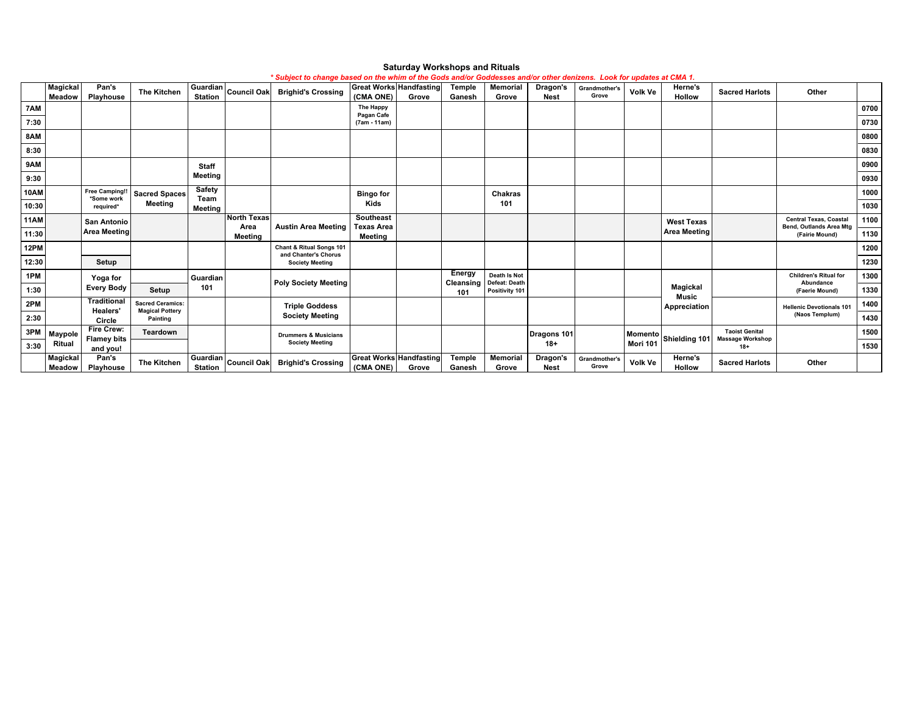## Saturday Workshops and Rituals

*\* Subject to change based on the whim of the Gods and/or Goddesses and/or other denizens. Look for updates at CMA 1.*

| | Magickal Meadow | Pan's Playhouse | The Kitchen | Guardian Station | Council Oak | Brighid's Crossing | Great Works (CMA ONE) | Handfasting Grove | Temple Ganesh | Memorial Grove | Dragon's Nest | Grandmother's Grove | Volk Ve | Herne's Hollow | Sacred Harlots | Other | |
|---|---|---|---|---|---|---|---|---|---|---|---|---|---|---|---|---|---|
| 7AM | | | | | | | The Happy Pagan Cafe (7am - 11am) | | | | | | | | | | 0700 |
| 7:30 | | | | | | | | | | | | | | | | | 0730 |
| 8AM | | | | | | | | | | | | | | | | | 0800 |
| 8:30 | | | | | | | | | | | | | | | | | 0830 |
| 9AM | | | | Staff Meeting | | | | | | | | | | | | | 0900 |
| 9:30 | | | | | | | | | | | | | | | | | 0930 |
| 10AM | | Free Camping!! *Some work required* | Sacred Spaces Meeting | Safety Team Meeting | | | Bingo for Kids | | | Chakras 101 | | | | | | | 1000 |
| 10:30 | | | | | | | | | | | | | | | | | 1030 |
| 11AM | | San Antonio Area Meeting | | | North Texas Area Meeting | Austin Area Meeting | Southeast Texas Area Meeting | | | | | | | West Texas Area Meeting | | Central Texas, Coastal Bend, Outlands Area Mtg (Fairie Mound) | 1100 |
| 11:30 | | | | | | | | | | | | | | | | | 1130 |
| 12PM | | | | | | Chant & Ritual Songs 101 and Chanter's Chorus Society Meeting | | | | | | | | | | | 1200 |
| 12:30 | | Setup | | | | | | | | | | | | | | | 1230 |
| 1PM | | Yoga for Every Body | | Guardian 101 | | Poly Society Meeting | | | Energy Cleansing 101 | Death Is Not Defeat: Death Positivity 101 | | | | Magickal Music Appreciation | | Children's Ritual for Abundance (Faerie Mound) | 1300 |
| 1:30 | | | Setup | | | | | | | | | | | | | | 1330 |
| 2PM | | Traditional Healers' Circle | Sacred Ceramics: Magical Pottery Painting | | | Triple Goddess Society Meeting | | | | | | | | | | Hellenic Devotionals 101 (Naos Templum) | 1400 |
| 2:30 | | | | | | | | | | | | | | | | | 1430 |
| 3PM | Maypole Ritual | Fire Crew: Flamey bits and you! | Teardown | | | Drummers & Musicians Society Meeting | | | | | Dragons 101 18+ | | Momento Mori 101 | Shielding 101 | Taoist Genital Massage Workshop 18+ | | 1500 |
| 3:30 | | | | | | | | | | | | | | | | | 1530 |
| | Magickal Meadow | Pan's Playhouse | The Kitchen | Guardian Station | Council Oak | Brighid's Crossing | Great Works (CMA ONE) | Handfasting Grove | Temple Ganesh | Memorial Grove | Dragon's Nest | Grandmother's Grove | Volk Ve | Herne's Hollow | Sacred Harlots | Other | |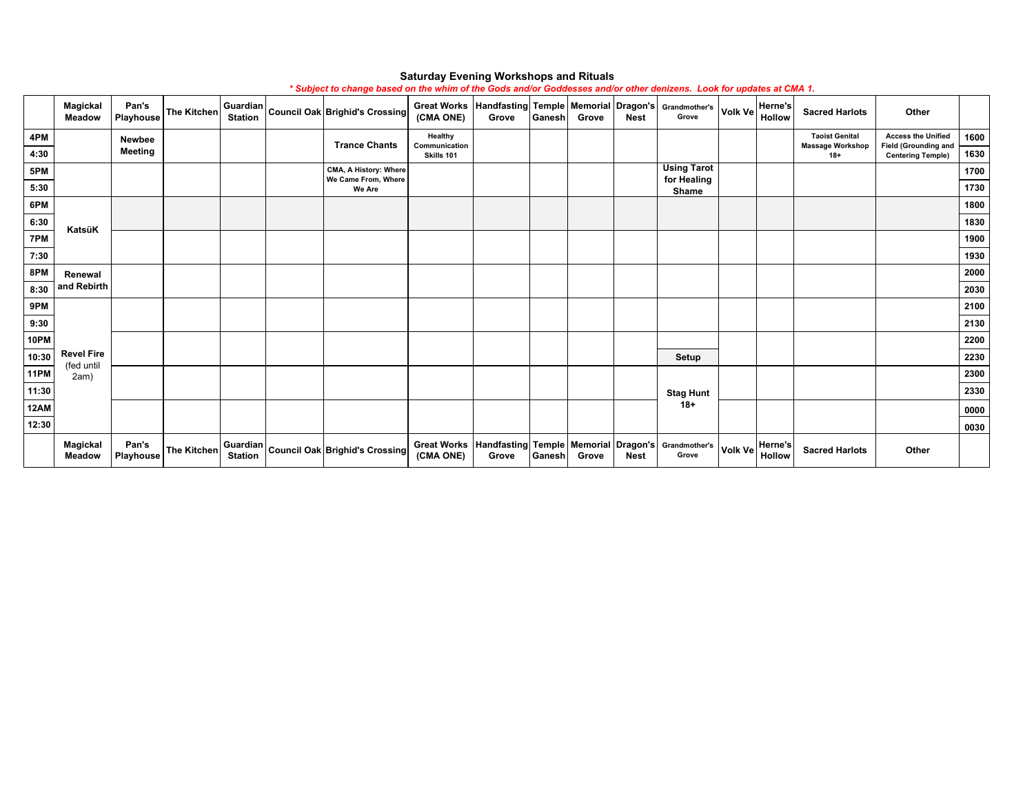## Saturday Evening Workshops and Rituals

*\* Subject to change based on the whim of the Gods and/or Goddesses and/or other denizens. Look for updates at CMA 1.*

| | Magickal Meadow | Pan's Playhouse | The Kitchen | Guardian Station | Council Oak | Brighid's Crossing | Great Works (CMA ONE) | Handfasting Grove | Temple Ganesh | Memorial Grove | Dragon's Nest | Grandmother's Grove | Volk Ve | Herne's Hollow | Sacred Harlots | Other | |
|---|---|---|---|---|---|---|---|---|---|---|---|---|---|---|---|---|---|
| 4PM | | Newbee Meeting | | | | Trance Chants | Healthy Communication Skills 101 | | | | | | | | Taoist Genital Massage Workshop 18+ | Access the Unified Field (Grounding and Centering Temple) | 1600 |
| 4:30 | | | | | | | | | | | | | | | | | 1630 |
| 5PM | | | | | | CMA, A History: Where We Came From, Where We Are | | | | | | Using Tarot for Healing Shame | | | | | 1700 |
| 5:30 | | | | | | | | | | | | | | | | | 1730 |
| 6PM | KatsüK | | | | | | | | | | | | | | | | 1800 |
| 6:30 | | | | | | | | | | | | | | | | | 1830 |
| 7PM | | | | | | | | | | | | | | | | | 1900 |
| 7:30 | | | | | | | | | | | | | | | | | 1930 |
| 8PM | Renewal and Rebirth | | | | | | | | | | | | | | | | 2000 |
| 8:30 | | | | | | | | | | | | | | | | | 2030 |
| 9PM | Revel Fire (fed until 2am) | | | | | | | | | | | | | | | | 2100 |
| 9:30 | | | | | | | | | | | | | | | | | 2130 |
| 10PM | | | | | | | | | | | | | | | | | 2200 |
| 10:30 | | | | | | | | | | | | Setup | | | | | 2230 |
| 11PM | | | | | | | | | | | | Stag Hunt 18+ | | | | | 2300 |
| 11:30 | | | | | | | | | | | | | | | | | 2330 |
| 12AM | | | | | | | | | | | | | | | | | 0000 |
| 12:30 | | | | | | | | | | | | | | | | | 0030 |
| | Magickal Meadow | Pan's Playhouse | The Kitchen | Guardian Station | Council Oak | Brighid's Crossing | Great Works (CMA ONE) | Handfasting Grove | Temple Ganesh | Memorial Grove | Dragon's Nest | Grandmother's Grove | Volk Ve | Herne's Hollow | Sacred Harlots | Other | |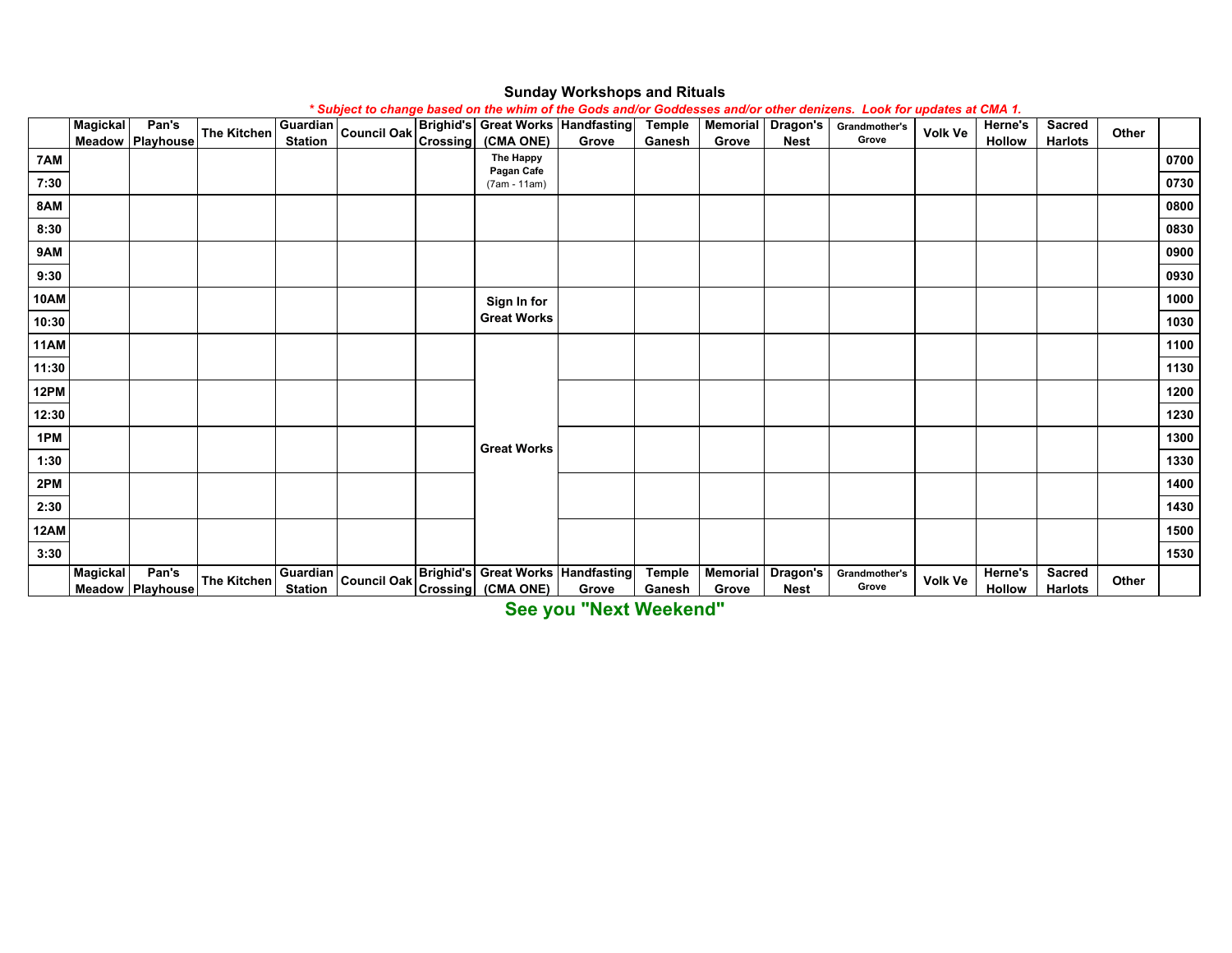## Sunday Workshops and Rituals

*\* Subject to change based on the whim of the Gods and/or Goddesses and/or other denizens. Look for updates at CMA 1.*

| | Magickal Meadow | Pan's Playhouse | The Kitchen | Guardian Station | Council Oak | Brighid's Crossing | Great Works (CMA ONE) | Handfasting Grove | Temple Ganesh | Memorial Grove | Dragon's Nest | Grandmother's Grove | Volk Ve | Herne's Hollow | Sacred Harlots | Other | |
|---|---|---|---|---|---|---|---|---|---|---|---|---|---|---|---|---|---|
| 7AM | | | | | | | The Happy Pagan Cafe (7am - 11am) | | | | | | | | | | 0700 |
| 7:30 | | | | | | | | | | | | | | | | | 0730 |
| 8AM | | | | | | | | | | | | | | | | | 0800 |
| 8:30 | | | | | | | | | | | | | | | | | 0830 |
| 9AM | | | | | | | | | | | | | | | | | 0900 |
| 9:30 | | | | | | | | | | | | | | | | | 0930 |
| 10AM | | | | | | | Sign In for Great Works | | | | | | | | | | 1000 |
| 10:30 | | | | | | | | | | | | | | | | | 1030 |
| 11AM | | | | | | | Great Works | | | | | | | | | | 1100 |
| 11:30 | | | | | | | | | | | | | | | | | 1130 |
| 12PM | | | | | | | | | | | | | | | | | 1200 |
| 12:30 | | | | | | | | | | | | | | | | | 1230 |
| 1PM | | | | | | | | | | | | | | | | | 1300 |
| 1:30 | | | | | | | | | | | | | | | | | 1330 |
| 2PM | | | | | | | | | | | | | | | | | 1400 |
| 2:30 | | | | | | | | | | | | | | | | | 1430 |
| 12AM | | | | | | | | | | | | | | | | | 1500 |
| 3:30 | | | | | | | | | | | | | | | | | 1530 |
| | Magickal Meadow | Pan's Playhouse | The Kitchen | Guardian Station | Council Oak | Brighid's Crossing | Great Works (CMA ONE) | Handfasting Grove | Temple Ganesh | Memorial Grove | Dragon's Nest | Grandmother's Grove | Volk Ve | Herne's Hollow | Sacred Harlots | Other | |

**See you "Next Weekend"**